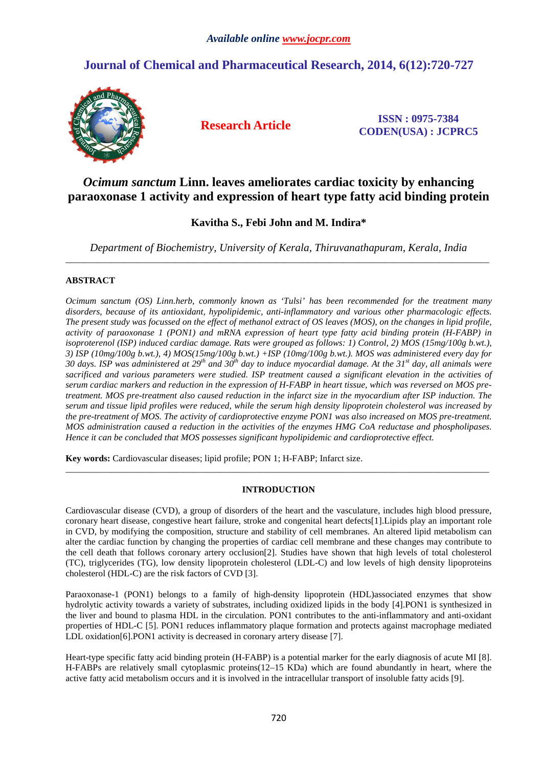# *Ocimum sanctum* Linn. leaves ameliorates cardiac toxicity by enhancing paraoxonase 1 activity and expression of heart type fatty acid binding protein

**Kavitha S., Febi John and M. Indira***

*Department of Biochemistry, University of Kerala, Thiruvanathapuram, Kerala, India*

---

## ABSTRACT

*Ocimum sanctum (OS) Linn.herb, commonly known as 'Tulsi' has been recommended for the treatment many disorders, because of its antioxidant, hypolipidemic, anti-inflammatory and various other pharmacologic effects. The present study was focussed on the effect of methanol extract of OS leaves (MOS), on the changes in lipid profile, activity of paraoxonase 1 (PON1) and mRNA expression of heart type fatty acid binding protein (H-FABP) in isoproterenol (ISP) induced cardiac damage. Rats were grouped as follows: 1) Control, 2) MOS (15mg/100g b.wt.), 3) ISP (10mg/100g b.wt.), 4) MOS(15mg/100g b.wt.) +ISP (10mg/100g b.wt.). MOS was administered every day for 30 days. ISP was administered at 29$^{th}$ and 30$^{th}$ day to induce myocardial damage. At the 31$^{st}$ day, all animals were sacrificed and various parameters were studied. ISP treatment caused a significant elevation in the activities of serum cardiac markers and reduction in the expression of H-FABP in heart tissue, which was reversed on MOS pre-treatment. MOS pre-treatment also caused reduction in the infarct size in the myocardium after ISP induction. The serum and tissue lipid profiles were reduced, while the serum high density lipoprotein cholesterol was increased by the pre-treatment of MOS. The activity of cardioprotective enzyme PON1 was also increased on MOS pre-treatment. MOS administration caused a reduction in the activities of the enzymes HMG CoA reductase and phospholipases. Hence it can be concluded that MOS possesses significant hypolipidemic and cardioprotective effect.*

**Key words:** Cardiovascular diseases; lipid profile; PON 1; H-FABP; Infarct size.

---

## INTRODUCTION

Cardiovascular disease (CVD), a group of disorders of the heart and the vasculature, includes high blood pressure, coronary heart disease, congestive heart failure, stroke and congenital heart defects[1].Lipids play an important role in CVD, by modifying the composition, structure and stability of cell membranes. An altered lipid metabolism can alter the cardiac function by changing the properties of cardiac cell membrane and these changes may contribute to the cell death that follows coronary artery occlusion[2]. Studies have shown that high levels of total cholesterol (TC), triglycerides (TG), low density lipoprotein cholesterol (LDL-C) and low levels of high density lipoproteins cholesterol (HDL-C) are the risk factors of CVD [3].

Paraoxonase-1 (PON1) belongs to a family of high-density lipoprotein (HDL)associated enzymes that show hydrolytic activity towards a variety of substrates, including oxidized lipids in the body [4].PON1 is synthesized in the liver and bound to plasma HDL in the circulation. PON1 contributes to the anti-inflammatory and anti-oxidant properties of HDL-C [5]. PON1 reduces inflammatory plaque formation and protects against macrophage mediated LDL oxidation[6].PON1 activity is decreased in coronary artery disease [7].

Heart-type specific fatty acid binding protein (H-FABP) is a potential marker for the early diagnosis of acute MI [8]. H-FABPs are relatively small cytoplasmic proteins(12–15 KDa) which are found abundantly in heart, where the active fatty acid metabolism occurs and it is involved in the intracellular transport of insoluble fatty acids [9].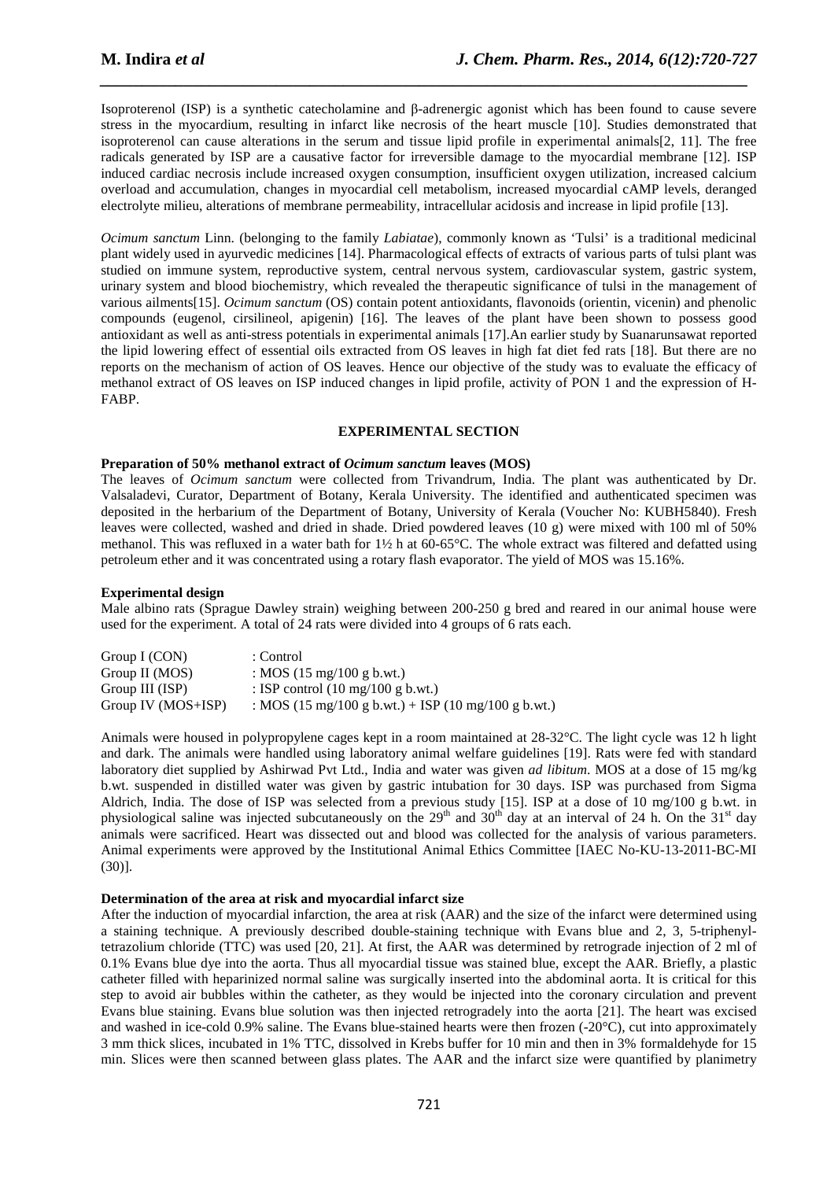Isoproterenol (ISP) is a synthetic catecholamine and β-adrenergic agonist which has been found to cause severe stress in the myocardium, resulting in infarct like necrosis of the heart muscle [10]. Studies demonstrated that isoproterenol can cause alterations in the serum and tissue lipid profile in experimental animals[2, 11]. The free radicals generated by ISP are a causative factor for irreversible damage to the myocardial membrane [12]. ISP induced cardiac necrosis include increased oxygen consumption, insufficient oxygen utilization, increased calcium overload and accumulation, changes in myocardial cell metabolism, increased myocardial cAMP levels, deranged electrolyte milieu, alterations of membrane permeability, intracellular acidosis and increase in lipid profile [13].

*Ocimum sanctum* Linn. (belonging to the family *Labiatae*), commonly known as 'Tulsi' is a traditional medicinal plant widely used in ayurvedic medicines [14]. Pharmacological effects of extracts of various parts of tulsi plant was studied on immune system, reproductive system, central nervous system, cardiovascular system, gastric system, urinary system and blood biochemistry, which revealed the therapeutic significance of tulsi in the management of various ailments[15]. *Ocimum sanctum* (OS) contain potent antioxidants, flavonoids (orientin, vicenin) and phenolic compounds (eugenol, cirsilineol, apigenin) [16]. The leaves of the plant have been shown to possess good antioxidant as well as anti-stress potentials in experimental animals [17].An earlier study by Suanarunsawat reported the lipid lowering effect of essential oils extracted from OS leaves in high fat diet fed rats [18]. But there are no reports on the mechanism of action of OS leaves. Hence our objective of the study was to evaluate the efficacy of methanol extract of OS leaves on ISP induced changes in lipid profile, activity of PON 1 and the expression of H-FABP.

## EXPERIMENTAL SECTION

### Preparation of 50% methanol extract of *Ocimum sanctum* leaves (MOS)

The leaves of *Ocimum sanctum* were collected from Trivandrum, India. The plant was authenticated by Dr. Valsaladevi, Curator, Department of Botany, Kerala University. The identified and authenticated specimen was deposited in the herbarium of the Department of Botany, University of Kerala (Voucher No: KUBH5840). Fresh leaves were collected, washed and dried in shade. Dried powdered leaves (10 g) were mixed with 100 ml of 50% methanol. This was refluxed in a water bath for 1½ h at 60-65°C. The whole extract was filtered and defatted using petroleum ether and it was concentrated using a rotary flash evaporator. The yield of MOS was 15.16%.

### Experimental design

Male albino rats (Sprague Dawley strain) weighing between 200-250 g bred and reared in our animal house were used for the experiment. A total of 24 rats were divided into 4 groups of 6 rats each.

| | |
|---|---|
| Group I (CON) | : Control |
| Group II (MOS) | : MOS (15 mg/100 g b.wt.) |
| Group III (ISP) | : ISP control (10 mg/100 g b.wt.) |
| Group IV (MOS+ISP) | : MOS (15 mg/100 g b.wt.) + ISP (10 mg/100 g b.wt.) |

Animals were housed in polypropylene cages kept in a room maintained at 28-32°C. The light cycle was 12 h light and dark. The animals were handled using laboratory animal welfare guidelines [19]. Rats were fed with standard laboratory diet supplied by Ashirwad Pvt Ltd., India and water was given *ad libitum*. MOS at a dose of 15 mg/kg b.wt. suspended in distilled water was given by gastric intubation for 30 days. ISP was purchased from Sigma Aldrich, India. The dose of ISP was selected from a previous study [15]. ISP at a dose of 10 mg/100 g b.wt. in physiological saline was injected subcutaneously on the 29$^{th}$ and 30$^{th}$ day at an interval of 24 h. On the 31$^{st}$ day animals were sacrificed. Heart was dissected out and blood was collected for the analysis of various parameters. Animal experiments were approved by the Institutional Animal Ethics Committee [IAEC No-KU-13-2011-BC-MI (30)].

### Determination of the area at risk and myocardial infarct size

After the induction of myocardial infarction, the area at risk (AAR) and the size of the infarct were determined using a staining technique. A previously described double-staining technique with Evans blue and 2, 3, 5-triphenyl-tetrazolium chloride (TTC) was used [20, 21]. At first, the AAR was determined by retrograde injection of 2 ml of 0.1% Evans blue dye into the aorta. Thus all myocardial tissue was stained blue, except the AAR. Briefly, a plastic catheter filled with heparinized normal saline was surgically inserted into the abdominal aorta. It is critical for this step to avoid air bubbles within the catheter, as they would be injected into the coronary circulation and prevent Evans blue staining. Evans blue solution was then injected retrogradely into the aorta [21]. The heart was excised and washed in ice-cold 0.9% saline. The Evans blue-stained hearts were then frozen (-20°C), cut into approximately 3 mm thick slices, incubated in 1% TTC, dissolved in Krebs buffer for 10 min and then in 3% formaldehyde for 15 min. Slices were then scanned between glass plates. The AAR and the infarct size were quantified by planimetry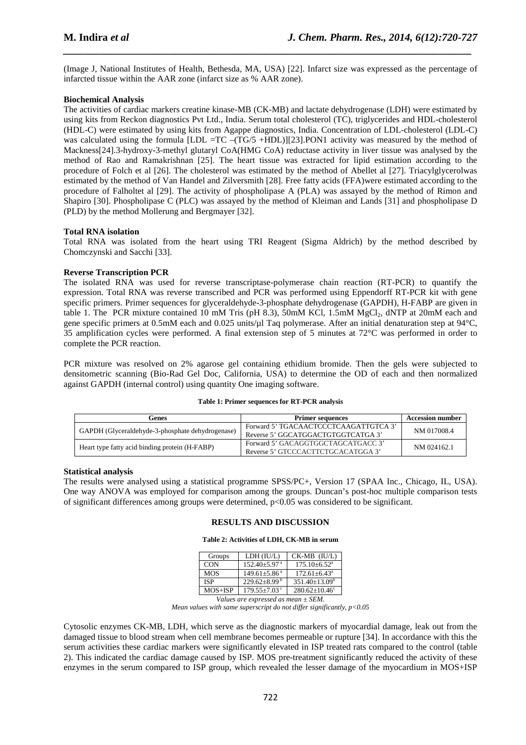(Image J, National Institutes of Health, Bethesda, MA, USA) [22]. Infarct size was expressed as the percentage of infarcted tissue within the AAR zone (infarct size as % AAR zone).

**Biochemical Analysis**

The activities of cardiac markers creatine kinase-MB (CK-MB) and lactate dehydrogenase (LDH) were estimated by using kits from Reckon diagnostics Pvt Ltd., India. Serum total cholesterol (TC), triglycerides and HDL-cholesterol (HDL-C) were estimated by using kits from Agappe diagnostics, India. Concentration of LDL-cholesterol (LDL-C) was calculated using the formula [LDL =TC –(TG/5 +HDL)][23].PON1 activity was measured by the method of Mackness[24].3-hydroxy-3-methyl glutaryl CoA(HMG CoA) reductase activity in liver tissue was analysed by the method of Rao and Ramakrishnan [25]. The heart tissue was extracted for lipid estimation according to the procedure of Folch et al [26]. The cholesterol was estimated by the method of Abellet al [27]. Triacylglycerolwas estimated by the method of Van Handel and Zilversmith [28]. Free fatty acids (FFA)were estimated according to the procedure of Falholtet al [29]. The activity of phospholipase A (PLA) was assayed by the method of Rimon and Shapiro [30]. Phospholipase C (PLC) was assayed by the method of Kleiman and Lands [31] and phospholipase D (PLD) by the method Mollerung and Bergmayer [32].

**Total RNA isolation**

Total RNA was isolated from the heart using TRI Reagent (Sigma Aldrich) by the method described by Chomczynski and Sacchi [33].

**Reverse Transcription PCR**

The isolated RNA was used for reverse transcriptase-polymerase chain reaction (RT-PCR) to quantify the expression. Total RNA was reverse transcribed and PCR was performed using Eppendorff RT-PCR kit with gene specific primers. Primer sequences for glyceraldehyde-3-phosphate dehydrogenase (GAPDH), H-FABP are given in table 1. The PCR mixture contained 10 mM Tris (pH 8.3), 50mM KCl, 1.5mM $MgCl_2$, dNTP at 20mM each and gene specific primers at 0.5mM each and 0.025 units/µl Taq polymerase. After an initial denaturation step at 94°C, 35 amplification cycles were performed. A final extension step of 5 minutes at 72°C was performed in order to complete the PCR reaction.

PCR mixture was resolved on 2% agarose gel containing ethidium bromide. Then the gels were subjected to densitometric scanning (Bio-Rad Gel Doc, California, USA) to determine the OD of each and then normalized against GAPDH (internal control) using quantity One imaging software.

**Table 1: Primer sequences for RT-PCR analysis**

| Genes | Primer sequences | Accession number |
|---|---|---|
| GAPDH (Glyceraldehyde-3-phosphate dehydrogenase) | Forward 5' TGACAACTCCCTCAAGATTGTCA 3'<br>Reverse 5' GGCATGGACTGTGGTCATGA 3' | NM 017008.4 |
| Heart type fatty acid binding protein (H-FABP) | Forward 5' GACAGGTGGCTAGCATGACC 3'<br>Reverse 5' GTCCCACTTCTGCACATGGA 3' | NM 024162.1 |

**Statistical analysis**

The results were analysed using a statistical programme SPSS/PC+, Version 17 (SPAA Inc., Chicago, IL, USA). One way ANOVA was employed for comparison among the groups. Duncan's post-hoc multiple comparison tests of significant differences among groups were determined, $p<0.05$ was considered to be significant.

## RESULTS AND DISCUSSION

**Table 2: Activities of LDH, CK-MB in serum**

| Groups | LDH (IU/L) | CK-MB (IU/L) |
|---|---|---|
| CON | 152.40±5.97 [a] | 175.10±6.52[a] |
| MOS | 149.61±5.86 [a] | 172.61±6.43[a] |
| ISP | 229.62±8.99 [b] | 351.40±13.09[b] |
| MOS+ISP | 179.55±7.03 [c] | 280.62±10.46[c] |

*Values are expressed as mean ± SEM.*
*Mean values with same superscript do not differ significantly, p<0.05*

Cytosolic enzymes CK-MB, LDH, which serve as the diagnostic markers of myocardial damage, leak out from the damaged tissue to blood stream when cell membrane becomes permeable or rupture [34]. In accordance with this the serum activities these cardiac markers were significantly elevated in ISP treated rats compared to the control (table 2). This indicated the cardiac damage caused by ISP. MOS pre-treatment significantly reduced the activity of these enzymes in the serum compared to ISP group, which revealed the lesser damage of the myocardium in MOS+ISP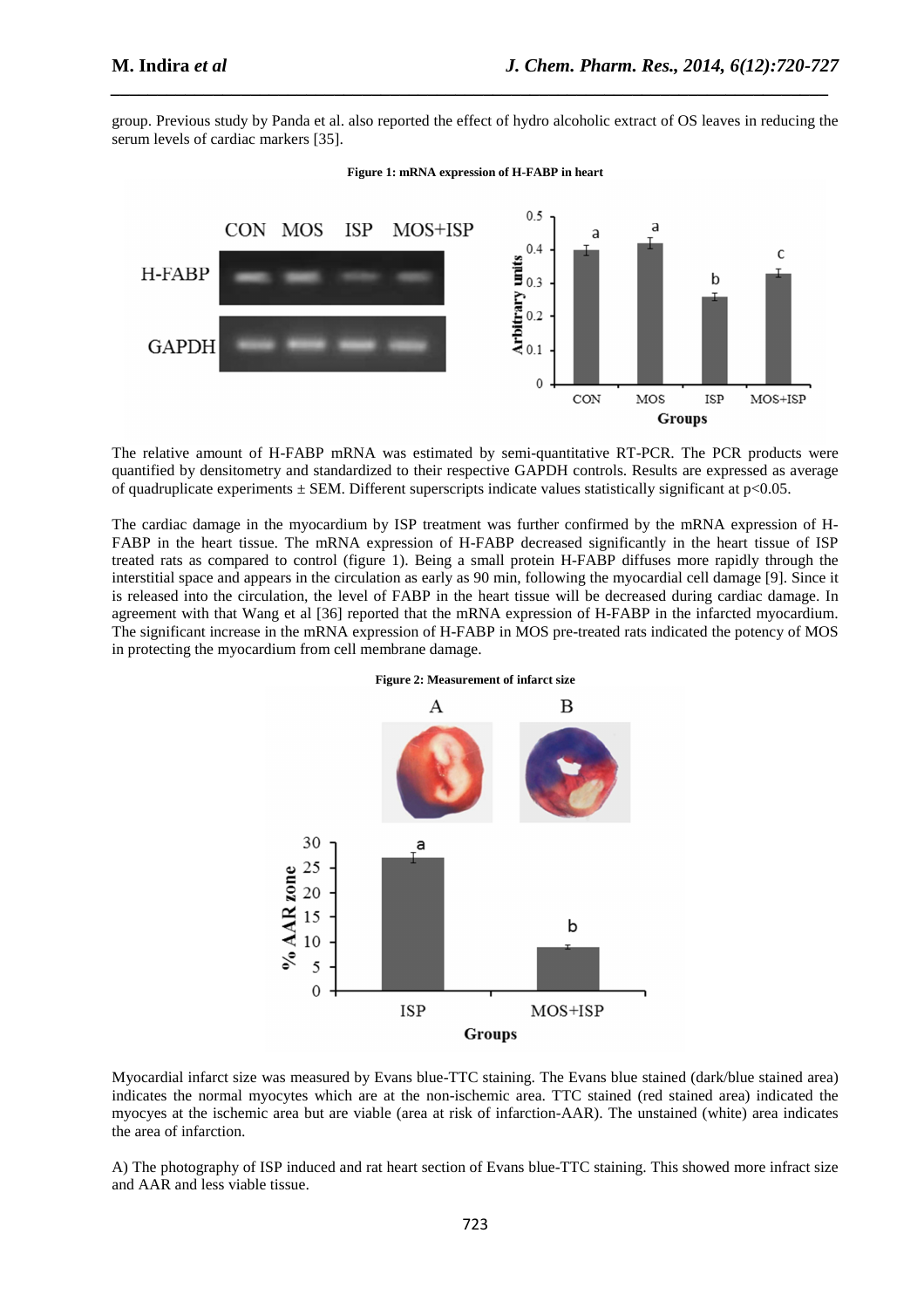group. Previous study by Panda et al. also reported the effect of hydro alcoholic extract of OS leaves in reducing the serum levels of cardiac markers [35].

**Figure 1: mRNA expression of H-FABP in heart**

The relative amount of H-FABP mRNA was estimated by semi-quantitative RT-PCR. The PCR products were quantified by densitometry and standardized to their respective GAPDH controls. Results are expressed as average of quadruplicate experiments ± SEM. Different superscripts indicate values statistically significant at $p<0.05$.

The cardiac damage in the myocardium by ISP treatment was further confirmed by the mRNA expression of H-FABP in the heart tissue. The mRNA expression of H-FABP decreased significantly in the heart tissue of ISP treated rats as compared to control (figure 1). Being a small protein H-FABP diffuses more rapidly through the interstitial space and appears in the circulation as early as 90 min, following the myocardial cell damage [9]. Since it is released into the circulation, the level of FABP in the heart tissue will be decreased during cardiac damage. In agreement with that Wang et al [36] reported that the mRNA expression of H-FABP in the infarcted myocardium. The significant increase in the mRNA expression of H-FABP in MOS pre-treated rats indicated the potency of MOS in protecting the myocardium from cell membrane damage.

**Figure 2: Measurement of infarct size**

Myocardial infarct size was measured by Evans blue-TTC staining. The Evans blue stained (dark/blue stained area) indicates the normal myocytes which are at the non-ischemic area. TTC stained (red stained area) indicated the myocyes at the ischemic area but are viable (area at risk of infarction-AAR). The unstained (white) area indicates the area of infarction.

A) The photography of ISP induced and rat heart section of Evans blue-TTC staining. This showed more infract size and AAR and less viable tissue.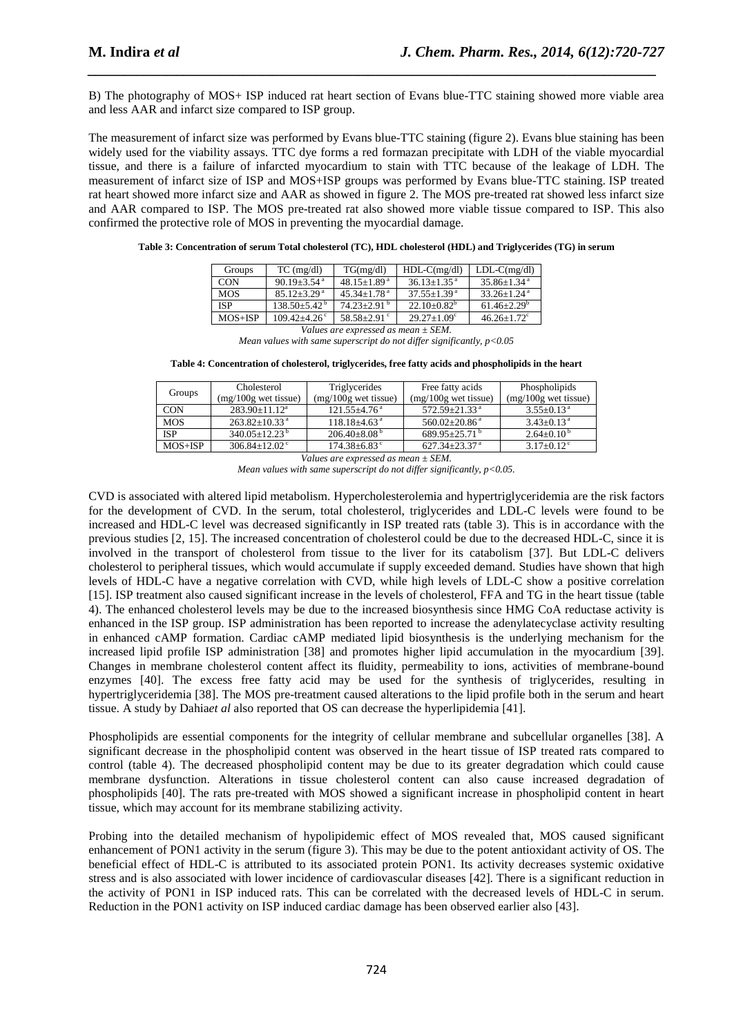B) The photography of MOS+ ISP induced rat heart section of Evans blue-TTC staining showed more viable area and less AAR and infarct size compared to ISP group.

The measurement of infarct size was performed by Evans blue-TTC staining (figure 2). Evans blue staining has been widely used for the viability assays. TTC dye forms a red formazan precipitate with LDH of the viable myocardial tissue, and there is a failure of infarcted myocardium to stain with TTC because of the leakage of LDH. The measurement of infarct size of ISP and MOS+ISP groups was performed by Evans blue-TTC staining. ISP treated rat heart showed more infarct size and AAR as showed in figure 2. The MOS pre-treated rat showed less infarct size and AAR compared to ISP. The MOS pre-treated rat also showed more viable tissue compared to ISP. This also confirmed the protective role of MOS in preventing the myocardial damage.

**Table 3: Concentration of serum Total cholesterol (TC), HDL cholesterol (HDL) and Triglycerides (TG) in serum**

| Groups | TC (mg/dl) | TG(mg/dl) | HDL-C(mg/dl) | LDL-C(mg/dl) |
|---|---|---|---|---|
| CON | 90.19±3.54 [a] | 48.15±1.89 [a] | 36.13±1.35 [a] | 35.86±1.34 [a] |
| MOS | 85.12±3.29 [a] | 45.34±1.78 [a] | 37.55±1.39 [a] | 33.26±1.24 [a] |
| ISP | 138.50±5.42 [b] | 74.23±2.91 [b] | 22.10±0.82 [b] | 61.46±2.29 [b] |
| MOS+ISP | 109.42±4.26 [c] | 58.58±2.91 [c] | 29.27±1.09 [c] | 46.26±1.72 [c] |

*Values are expressed as mean ± SEM.*
*Mean values with same superscript do not differ significantly, p<0.05*

**Table 4: Concentration of cholesterol, triglycerides, free fatty acids and phospholipids in the heart**

| Groups | Cholesterol (mg/100g wet tissue) | Triglycerides (mg/100g wet tissue) | Free fatty acids (mg/100g wet tissue) | Phospholipids (mg/100g wet tissue) |
|---|---|---|---|---|
| CON | 283.90±11.12 [a] | 121.55±4.76 [a] | 572.59±21.33 [a] | 3.55±0.13 [a] |
| MOS | 263.82±10.33 [a] | 118.18±4.63 [a] | 560.02±20.86 [a] | 3.43±0.13 [a] |
| ISP | 340.05±12.23 [b] | 206.40±8.08 [b] | 689.95±25.71 [b] | 2.64±0.10 [b] |
| MOS+ISP | 306.84±12.02 [c] | 174.38±6.83 [c] | 627.34±23.37 [a] | 3.17±0.12 [c] |

*Values are expressed as mean ± SEM.*
*Mean values with same superscript do not differ significantly, p<0.05.*

CVD is associated with altered lipid metabolism. Hypercholesterolemia and hypertriglyceridemia are the risk factors for the development of CVD. In the serum, total cholesterol, triglycerides and LDL-C levels were found to be increased and HDL-C level was decreased significantly in ISP treated rats (table 3). This is in accordance with the previous studies [2, 15]. The increased concentration of cholesterol could be due to the decreased HDL-C, since it is involved in the transport of cholesterol from tissue to the liver for its catabolism [37]. But LDL-C delivers cholesterol to peripheral tissues, which would accumulate if supply exceeded demand. Studies have shown that high levels of HDL-C have a negative correlation with CVD, while high levels of LDL-C show a positive correlation [15]. ISP treatment also caused significant increase in the levels of cholesterol, FFA and TG in the heart tissue (table 4). The enhanced cholesterol levels may be due to the increased biosynthesis since HMG CoA reductase activity is enhanced in the ISP group. ISP administration has been reported to increase the adenylatecyclase activity resulting in enhanced cAMP formation. Cardiac cAMP mediated lipid biosynthesis is the underlying mechanism for the increased lipid profile ISP administration [38] and promotes higher lipid accumulation in the myocardium [39]. Changes in membrane cholesterol content affect its fluidity, permeability to ions, activities of membrane-bound enzymes [40]. The excess free fatty acid may be used for the synthesis of triglycerides, resulting in hypertriglyceridemia [38]. The MOS pre-treatment caused alterations to the lipid profile both in the serum and heart tissue. A study by Dahia*et al* also reported that OS can decrease the hyperlipidemia [41].

Phospholipids are essential components for the integrity of cellular membrane and subcellular organelles [38]. A significant decrease in the phospholipid content was observed in the heart tissue of ISP treated rats compared to control (table 4). The decreased phospholipid content may be due to its greater degradation which could cause membrane dysfunction. Alterations in tissue cholesterol content can also cause increased degradation of phospholipids [40]. The rats pre-treated with MOS showed a significant increase in phospholipid content in heart tissue, which may account for its membrane stabilizing activity.

Probing into the detailed mechanism of hypolipidemic effect of MOS revealed that, MOS caused significant enhancement of PON1 activity in the serum (figure 3). This may be due to the potent antioxidant activity of OS. The beneficial effect of HDL-C is attributed to its associated protein PON1. Its activity decreases systemic oxidative stress and is also associated with lower incidence of cardiovascular diseases [42]. There is a significant reduction in the activity of PON1 in ISP induced rats. This can be correlated with the decreased levels of HDL-C in serum. Reduction in the PON1 activity on ISP induced cardiac damage has been observed earlier also [43].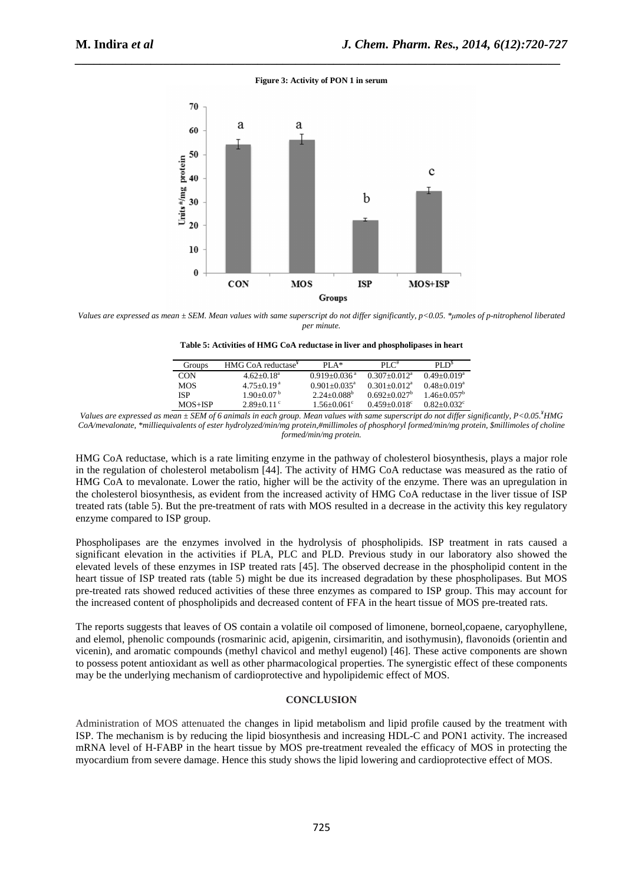**Figure 3: Activity of PON 1 in serum**

*Values are expressed as mean ± SEM. Mean values with same superscript do not differ significantly, $p<0.05$. *μmoles of p-nitrophenol liberated per minute.*

**Table 5: Activities of HMG CoA reductase in liver and phospholipases in heart**

| Groups | HMG CoA reductase[¥] | PLA* | PLC[#] | PLD[$] |
|---|---|---|---|---|
| CON | $4.62±0.18^a$ | $0.919±0.036^a$ | $0.307±0.012^a$ | $0.49±0.019^a$ |
| MOS | $4.75±0.19^a$ | $0.901±0.035^a$ | $0.301±0.012^a$ | $0.48±0.019^a$ |
| ISP | $1.90±0.07^b$ | $2.24±0.088^b$ | $0.692±0.027^b$ | $1.46±0.057^b$ |
| MOS+ISP | $2.89±0.11^c$ | $1.56±0.061^c$ | $0.459±0.018^c$ | $0.82±0.032^c$ |

*Values are expressed as mean ± SEM of 6 animals in each group. Mean values with same superscript do not differ significantly, $P<0.05$. ¥HMG CoA/mevalonate, *milliequivalents of ester hydrolyzed/min/mg protein,#millimoles of phosphoryl formed/min/mg protein, $millimoles of choline formed/min/mg protein.*

HMG CoA reductase, which is a rate limiting enzyme in the pathway of cholesterol biosynthesis, plays a major role in the regulation of cholesterol metabolism [44]. The activity of HMG CoA reductase was measured as the ratio of HMG CoA to mevalonate. Lower the ratio, higher will be the activity of the enzyme. There was an upregulation in the cholesterol biosynthesis, as evident from the increased activity of HMG CoA reductase in the liver tissue of ISP treated rats (table 5). But the pre-treatment of rats with MOS resulted in a decrease in the activity this key regulatory enzyme compared to ISP group.

Phospholipases are the enzymes involved in the hydrolysis of phospholipids. ISP treatment in rats caused a significant elevation in the activities if PLA, PLC and PLD. Previous study in our laboratory also showed the elevated levels of these enzymes in ISP treated rats [45]. The observed decrease in the phospholipid content in the heart tissue of ISP treated rats (table 5) might be due its increased degradation by these phospholipases. But MOS pre-treated rats showed reduced activities of these three enzymes as compared to ISP group. This may account for the increased content of phospholipids and decreased content of FFA in the heart tissue of MOS pre-treated rats.

The reports suggests that leaves of OS contain a volatile oil composed of limonene, borneol,copaene, caryophyllene, and elemol, phenolic compounds (rosmarinic acid, apigenin, cirsimaritin, and isothymusin), flavonoids (orientin and vicenin), and aromatic compounds (methyl chavicol and methyl eugenol) [46]. These active components are shown to possess potent antioxidant as well as other pharmacological properties. The synergistic effect of these components may be the underlying mechanism of cardioprotective and hypolipidemic effect of MOS.

## CONCLUSION

Administration of MOS attenuated the changes in lipid metabolism and lipid profile caused by the treatment with ISP. The mechanism is by reducing the lipid biosynthesis and increasing HDL-C and PON1 activity. The increased mRNA level of H-FABP in the heart tissue by MOS pre-treatment revealed the efficacy of MOS in protecting the myocardium from severe damage. Hence this study shows the lipid lowering and cardioprotective effect of MOS.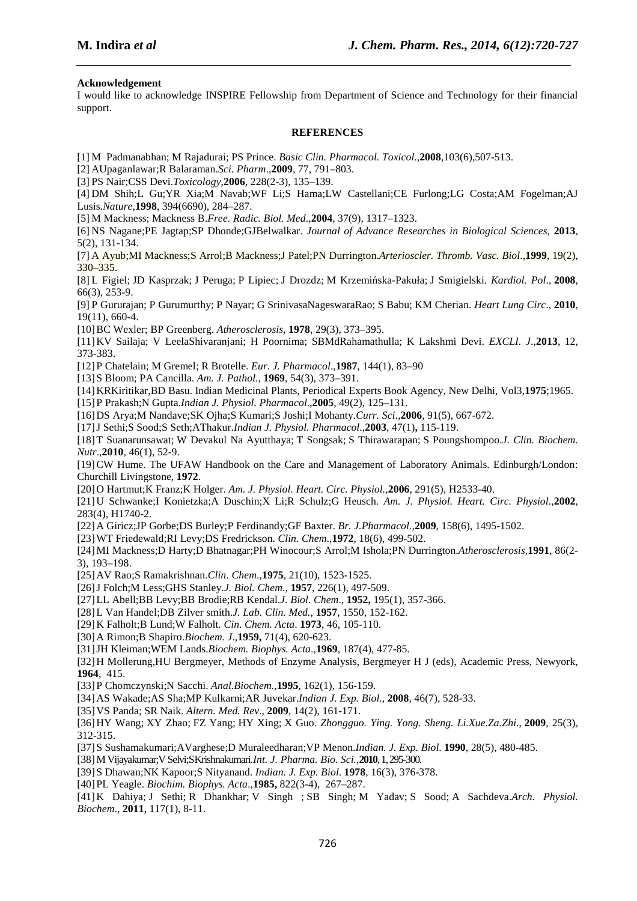**Acknowledgement**

I would like to acknowledge INSPIRE Fellowship from Department of Science and Technology for their financial support.

## REFERENCES

[1] M Padmanabhan; M Rajadurai; PS Prince. *Basic Clin. Pharmacol. Toxicol*.,**2008**,103(6),507-513.

[2] AUpaganlawar;R Balaraman.*Sci. Pharm*.,**2009**, 77, 791–803.

[3] PS Nair;CSS Devi.*Toxicology*,**2006**, 228(2-3), 135–139.

[4] DM Shih;L Gu;YR Xia;M Navab;WF Li;S Hama;LW Castellani;CE Furlong;LG Costa;AM Fogelman;AJ Lusis.*Nature*,**1998**, 394(6690), 284–287.

[5] M Mackness; Mackness B.*Free. Radic. Biol. Med*.,**2004**, 37(9), 1317–1323.

[6] NS Nagane;PE Jagtap;SP Dhonde;GJBelwalkar. *Journal of Advance Researches in Biological Sciences*, **2013**, 5(2), 131-134.

[7] A Ayub;MI Mackness;S Arrol;B Mackness;J Patel;PN Durrington.*Arterioscler. Thromb. Vasc. Biol*.,**1999**, 19(2), 330–335.

[8] L Figiel; JD Kasprzak; J Peruga; P Lipiec; J Drozdz; M Krzemińska-Pakuła; J Smigielski. *Kardiol. Pol*., **2008**, 66(3), 253-9.

[9] P Gururajan; P Gurumurthy; P Nayar; G SrinivasaNageswaraRao; S Babu; KM Cherian. *Heart Lung Circ*., **2010**, 19(11), 660-4.

[10] BC Wexler; BP Greenberg. *Atherosclerosis*, **1978**, 29(3), 373–395.

[11] KV Sailaja; V LeelaShivaranjani; H Poornima; SBMdRahamathulla; K Lakshmi Devi. *EXCLI. J*.,**2013**, 12, 373-383.

[12] P Chatelain; M Gremel; R Brotelle. *Eur. J. Pharmacol*.,**1987**, 144(1), 83–90

[13] S Bloom; PA Cancilla. *Am. J. Pathol*., **1969**, 54(3), 373–391.

[14] KRKiritikar,BD Basu. Indian Medicinal Plants, Periodical Experts Book Agency, New Delhi, Vol3,**1975**;1965.

[15] P Prakash;N Gupta.*Indian J. Physiol. Pharmacol*.,**2005**, 49(2), 125–131.

[16] DS Arya;M Nandave;SK Ojha;S Kumari;S Joshi;I Mohanty.*Curr. Sci*.,**2006**, 91(5), 667-672.

[17] J Sethi;S Sood;S Seth;AThakur.*Indian J. Physiol. Pharmacol*.,**2003**, 47(1)**,** 115-119.

[18] T Suanarunsawat; W Devakul Na Ayutthaya; T Songsak; S Thirawarapan; S Poungshompoo.*J. Clin. Biochem. Nutr*.,**2010**, 46(1), 52-9.

[19] CW Hume. The UFAW Handbook on the Care and Management of Laboratory Animals. Edinburgh/London: Churchill Livingstone, **1972**.

[20] O Hartmut;K Franz;K Holger. *Am. J. Physiol. Heart. Circ. Physiol.*,**2006**, 291(5), H2533-40.

[21] U Schwanke;I Konietzka;A Duschin;X Li;R Schulz;G Heusch. *Am. J. Physiol. Heart. Circ. Physiol*.,**2002**, 283(4), H1740-2.

[22] A Giricz;JP Gorbe;DS Burley;P Ferdinandy;GF Baxter. *Br. J.Pharmacol.*,**2009**, 158(6), 1495-1502.

[23] WT Friedewald;RI Levy;DS Fredrickson. *Clin. Chem*.,**1972**, 18(6), 499-502.

[24] MI Mackness;D Harty;D Bhatnagar;PH Winocour;S Arrol;M Ishola;PN Durrington.*Atherosclerosis*,**1991**, 86(2-3), 193–198.

[25] AV Rao;S Ramakrishnan.*Clin. Chem*.,**1975**, 21(10), 1523-1525.

[26] J Folch;M Less;GHS Stanley.*J. Biol. Chem*., **1957**, 226(1), 497-509.

[27] LL Abell;BB Levy;BB Brodie;RB Kendal.*J. Biol. Chem*., **1952,** 195(1), 357-366.

[28] L Van Handel;DB Zilver smith.*J. Lab. Clin. Med.*, **1957**, 1550, 152-162.

[29] K Falholt;B Lund;W Falholt. *Cin. Chem. Acta*. **1973**, 46, 105-110.

[30] A Rimon;B Shapiro.*Biochem. J*.,**1959,** 71(4), 620-623.

[31] JH Kleiman;WEM Lands.*Biochem. Biophys. Acta*.,**1969**, 187(4), 477-85.

[32] H Mollerung,HU Bergmeyer, Methods of Enzyme Analysis, Bergmeyer H J (eds), Academic Press, Newyork, **1964**, 415.

[33] P Chomczynski;N Sacchi. *Anal.Biochem.*,**1995**, 162(1), 156-159.

[34] AS Wakade;AS Sha;MP Kulkarni;AR Juvekar.*Indian J. Exp. Biol*., **2008**, 46(7), 528-33.

[35] VS Panda; SR Naik. *Altern. Med. Rev*., **2009**, 14(2), 161-171.

[36] HY Wang; XY Zhao; FZ Yang; HY Xing; X Guo. *Zhongguo. Ying. Yong. Sheng. Li.Xue.Za.Zhi*., **2009**, 25(3), 312-315.

[37] S Sushamakumari;AVarghese;D Muraleedharan;VP Menon.*Indian. J. Exp. Biol*. **1990**, 28(5), 480-485.

[38] M Vijayakumar;V Selvi;SKrishnakumari.*Int. J. Pharma. Bio. Sci.*,**2010**, 1, 295-300.

[39] S Dhawan;NK Kapoor;S Nityanand. *Indian. J. Exp. Biol*. **1978**, 16(3), 376-378.

[40] PL Yeagle. *Biochim. Biophys. Acta*.,**1985,** 822(3-4), 267–287.

[41] K Dahiya; J Sethi; R Dhankhar; V Singh ; SB Singh; M Yadav; S Sood; A Sachdeva.*Arch. Physiol. Biochem*., **2011**, 117(1), 8-11.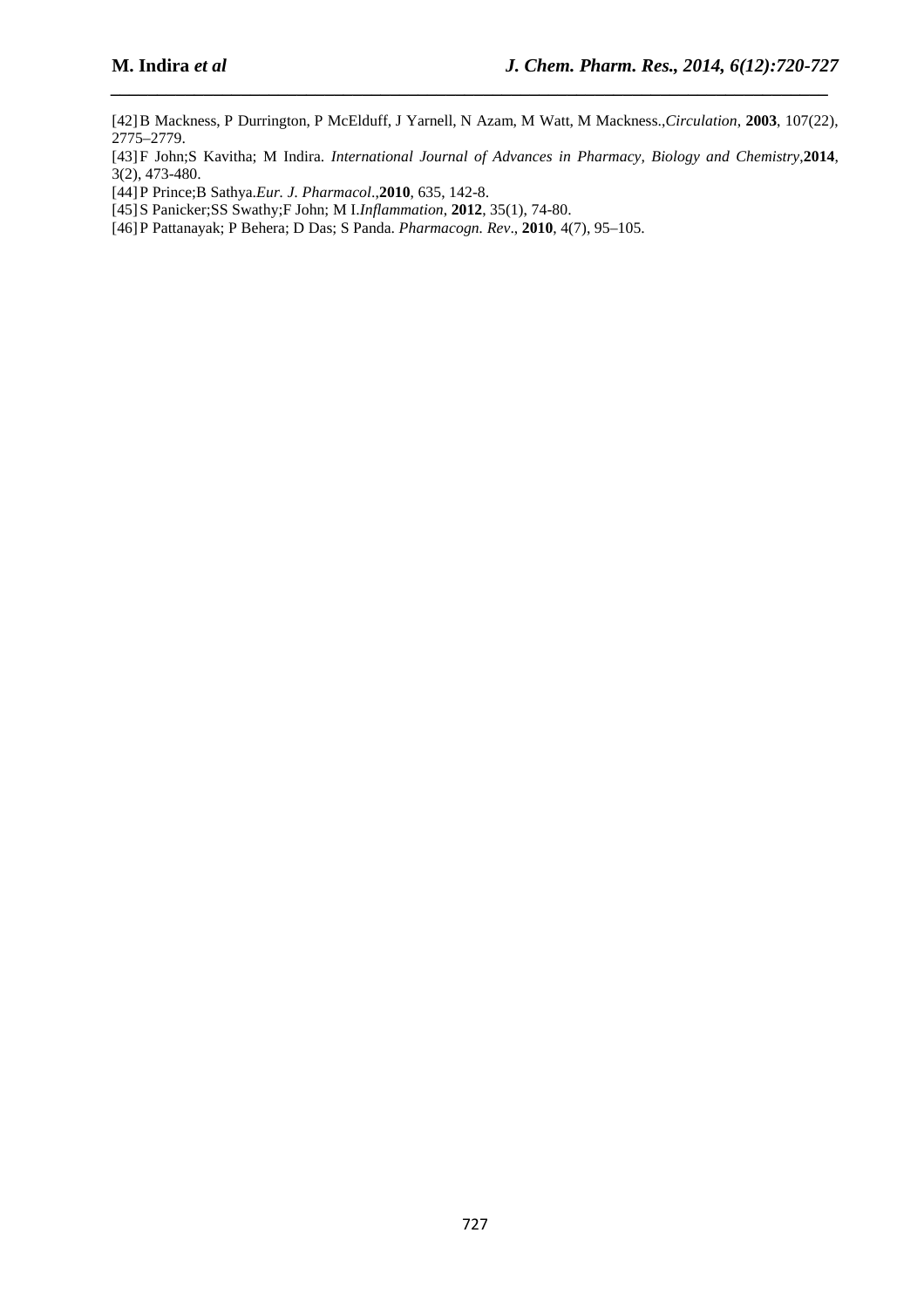[42] B Mackness, P Durrington, P McElduff, J Yarnell, N Azam, M Watt, M Mackness.,*Circulation*, **2003**, 107(22), 2775–2779.

[43] F John;S Kavitha; M Indira. *International Journal of Advances in Pharmacy, Biology and Chemistry*,**2014**, 3(2), 473-480.

[44] P Prince;B Sathya.*Eur. J. Pharmacol*.,**2010**, 635, 142-8.

[45] S Panicker;SS Swathy;F John; M I.*Inflammation*, **2012**, 35(1), 74-80.

[46] P Pattanayak; P Behera; D Das; S Panda. *Pharmacogn. Rev*., **2010**, 4(7), 95–105.